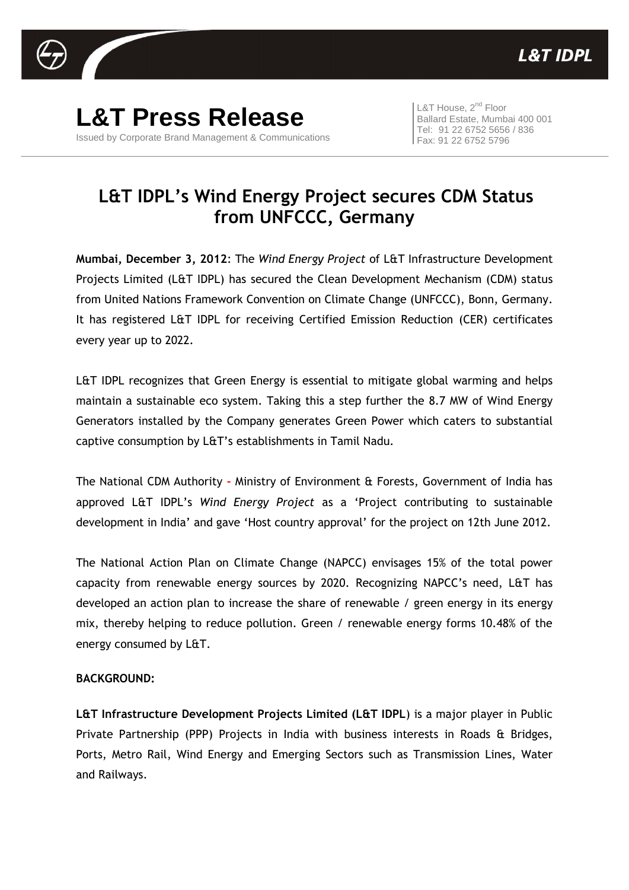# L&T Press Release

Issued by Corporate Brand Management & Communications

L&T House, 2nd Floor
Ballard Estate, Mumbai 400 001
Tel: 91 22 6752 5656 / 836
Fax: 91 22 6752 5796

## L&T IDPL's Wind Energy Project secures CDM Status from UNFCCC, Germany

**Mumbai, December 3, 2012**: The *Wind Energy Project* of L&T Infrastructure Development Projects Limited (L&T IDPL) has secured the Clean Development Mechanism (CDM) status from United Nations Framework Convention on Climate Change (UNFCCC), Bonn, Germany. It has registered L&T IDPL for receiving Certified Emission Reduction (CER) certificates every year up to 2022.

L&T IDPL recognizes that Green Energy is essential to mitigate global warming and helps maintain a sustainable eco system. Taking this a step further the 8.7 MW of Wind Energy Generators installed by the Company generates Green Power which caters to substantial captive consumption by L&T's establishments in Tamil Nadu.

The National CDM Authority - Ministry of Environment & Forests, Government of India has approved L&T IDPL's *Wind Energy Project* as a 'Project contributing to sustainable development in India' and gave 'Host country approval' for the project on 12th June 2012.

The National Action Plan on Climate Change (NAPCC) envisages 15% of the total power capacity from renewable energy sources by 2020. Recognizing NAPCC's need, L&T has developed an action plan to increase the share of renewable / green energy in its energy mix, thereby helping to reduce pollution. Green / renewable energy forms 10.48% of the energy consumed by L&T.

**BACKGROUND:**

**L&T Infrastructure Development Projects Limited (L&T IDPL**) is a major player in Public Private Partnership (PPP) Projects in India with business interests in Roads & Bridges, Ports, Metro Rail, Wind Energy and Emerging Sectors such as Transmission Lines, Water and Railways.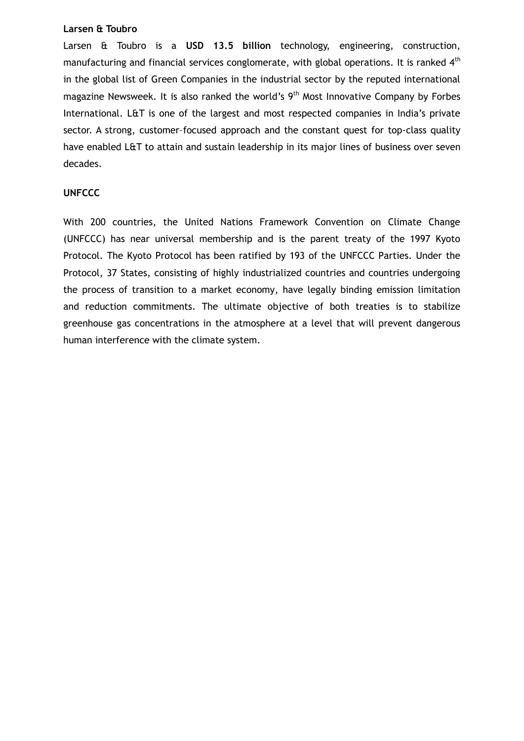**Larsen & Toubro**

Larsen & Toubro is a **USD 13.5 billion** technology, engineering, construction, manufacturing and financial services conglomerate, with global operations. It is ranked 4th in the global list of Green Companies in the industrial sector by the reputed international magazine Newsweek. It is also ranked the world's 9th Most Innovative Company by Forbes International. L&T is one of the largest and most respected companies in India's private sector. A strong, customer–focused approach and the constant quest for top-class quality have enabled L&T to attain and sustain leadership in its major lines of business over seven decades.

**UNFCCC**

With 200 countries, the United Nations Framework Convention on Climate Change (UNFCCC) has near universal membership and is the parent treaty of the 1997 Kyoto Protocol. The Kyoto Protocol has been ratified by 193 of the UNFCCC Parties. Under the Protocol, 37 States, consisting of highly industrialized countries and countries undergoing the process of transition to a market economy, have legally binding emission limitation and reduction commitments. The ultimate objective of both treaties is to stabilize greenhouse gas concentrations in the atmosphere at a level that will prevent dangerous human interference with the climate system.